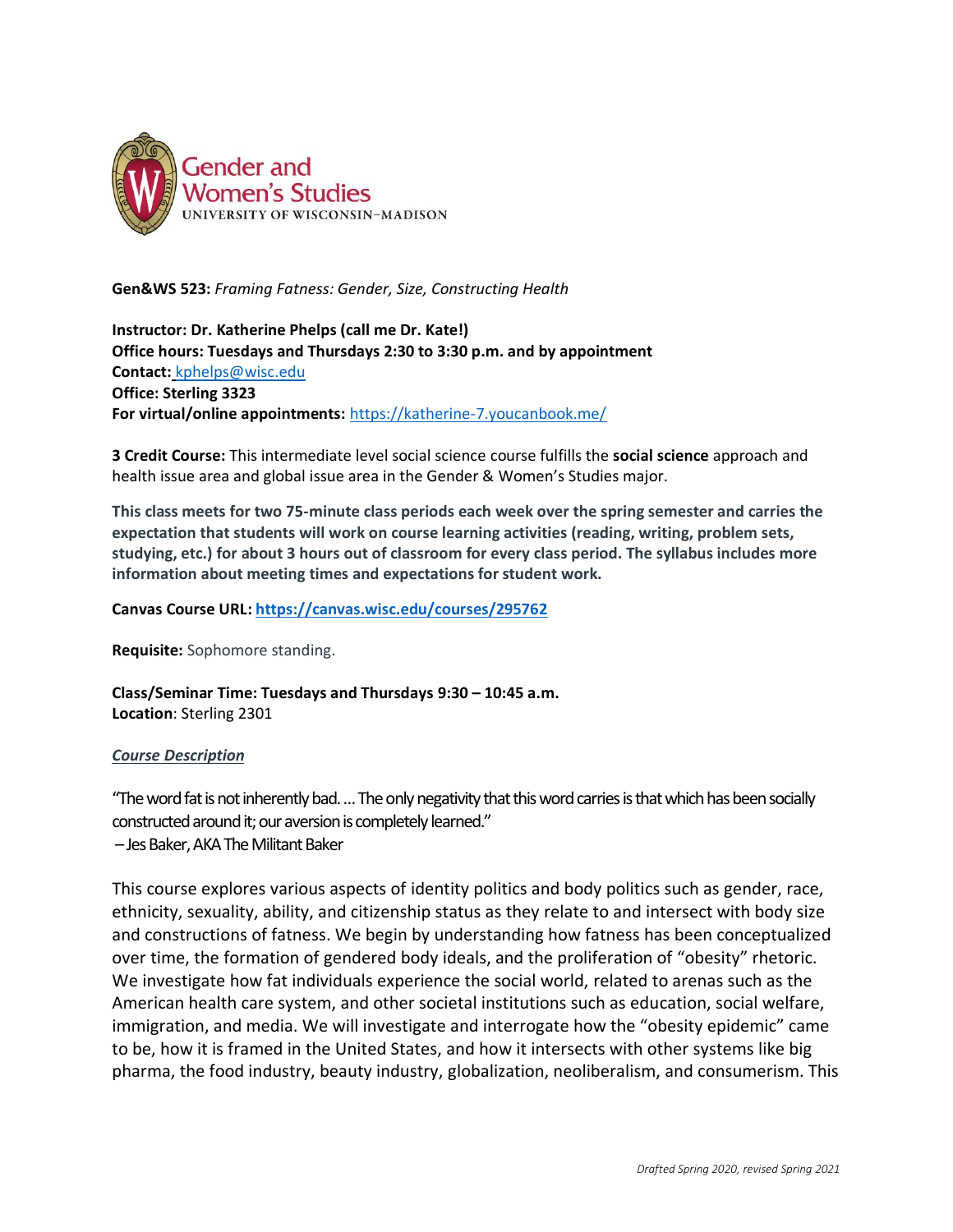Gender and Women's Studies
UNIVERSITY OF WISCONSIN–MADISON

**Gen&WS 523:** *Framing Fatness: Gender, Size, Constructing Health*

**Instructor: Dr. Katherine Phelps (call me Dr. Kate!)**
**Office hours: Tuesdays and Thursdays 2:30 to 3:30 p.m. and by appointment**
**Contact:** kphelps@wisc.edu
**Office: Sterling 3323**
**For virtual/online appointments:** https://katherine-7.youcanbook.me/

**3 Credit Course:** This intermediate level social science course fulfills the **social science** approach and health issue area and global issue area in the Gender & Women's Studies major.

**This class meets for two 75-minute class periods each week over the spring semester and carries the expectation that students will work on course learning activities (reading, writing, problem sets, studying, etc.) for about 3 hours out of classroom for every class period. The syllabus includes more information about meeting times and expectations for student work.**

**Canvas Course URL: https://canvas.wisc.edu/courses/295762**

**Requisite:** Sophomore standing.

**Class/Seminar Time: Tuesdays and Thursdays 9:30 – 10:45 a.m.**
**Location**: Sterling 2301

***Course Description***

"The word fat is not inherently bad. … The only negativity that this word carries is that which has been socially constructed around it; our aversion is completely learned."
– Jes Baker, AKA The Militant Baker

This course explores various aspects of identity politics and body politics such as gender, race, ethnicity, sexuality, ability, and citizenship status as they relate to and intersect with body size and constructions of fatness. We begin by understanding how fatness has been conceptualized over time, the formation of gendered body ideals, and the proliferation of "obesity" rhetoric. We investigate how fat individuals experience the social world, related to arenas such as the American health care system, and other societal institutions such as education, social welfare, immigration, and media. We will investigate and interrogate how the "obesity epidemic" came to be, how it is framed in the United States, and how it intersects with other systems like big pharma, the food industry, beauty industry, globalization, neoliberalism, and consumerism. This

*Drafted Spring 2020, revised Spring 2021*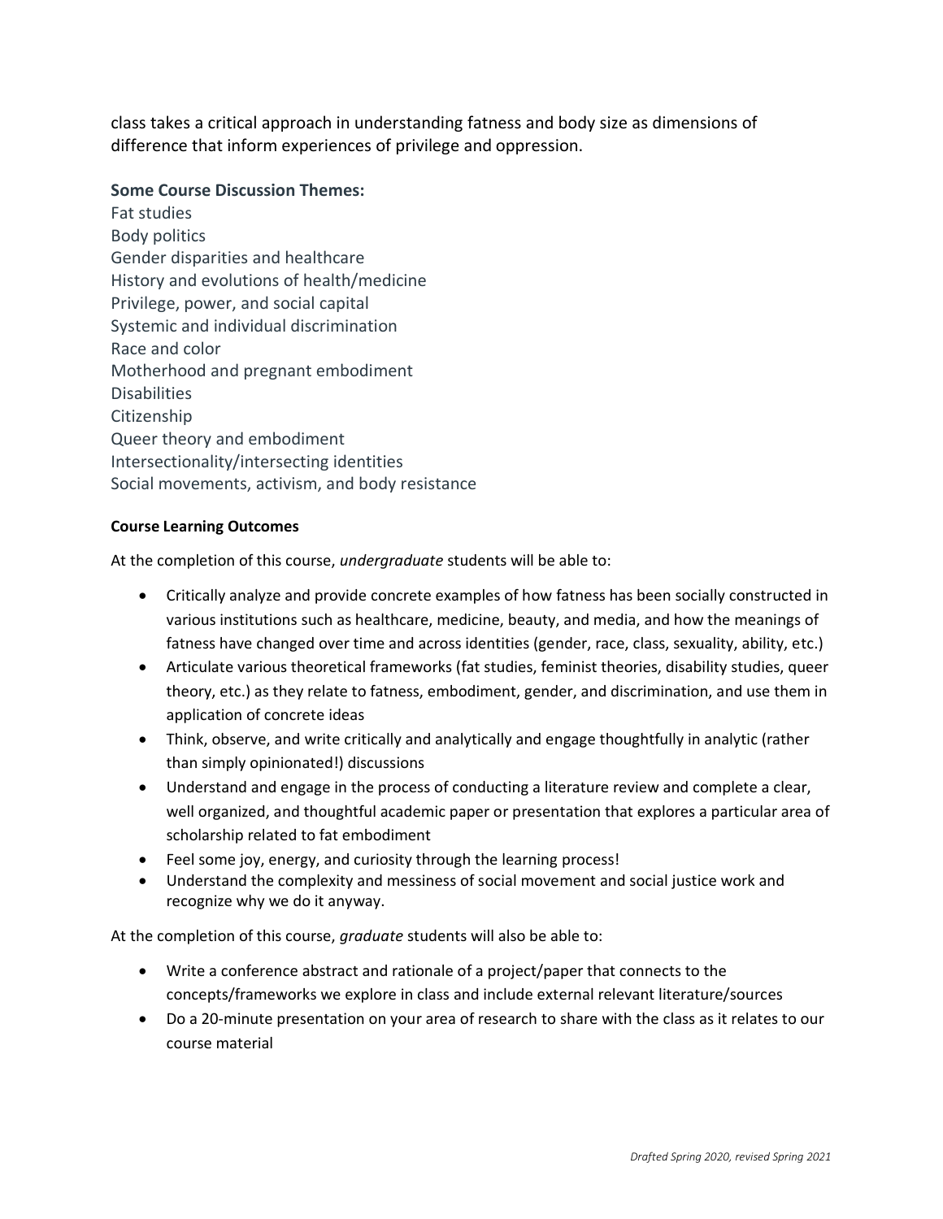class takes a critical approach in understanding fatness and body size as dimensions of difference that inform experiences of privilege and oppression.

### Some Course Discussion Themes:

Fat studies
Body politics
Gender disparities and healthcare
History and evolutions of health/medicine
Privilege, power, and social capital
Systemic and individual discrimination
Race and color
Motherhood and pregnant embodiment
Disabilities
Citizenship
Queer theory and embodiment
Intersectionality/intersecting identities
Social movements, activism, and body resistance

**Course Learning Outcomes**

At the completion of this course, *undergraduate* students will be able to:

- Critically analyze and provide concrete examples of how fatness has been socially constructed in various institutions such as healthcare, medicine, beauty, and media, and how the meanings of fatness have changed over time and across identities (gender, race, class, sexuality, ability, etc.)
- Articulate various theoretical frameworks (fat studies, feminist theories, disability studies, queer theory, etc.) as they relate to fatness, embodiment, gender, and discrimination, and use them in application of concrete ideas
- Think, observe, and write critically and analytically and engage thoughtfully in analytic (rather than simply opinionated!) discussions
- Understand and engage in the process of conducting a literature review and complete a clear, well organized, and thoughtful academic paper or presentation that explores a particular area of scholarship related to fat embodiment
- Feel some joy, energy, and curiosity through the learning process!
- Understand the complexity and messiness of social movement and social justice work and recognize why we do it anyway.

At the completion of this course, *graduate* students will also be able to:

- Write a conference abstract and rationale of a project/paper that connects to the concepts/frameworks we explore in class and include external relevant literature/sources
- Do a 20-minute presentation on your area of research to share with the class as it relates to our course material

*Drafted Spring 2020, revised Spring 2021*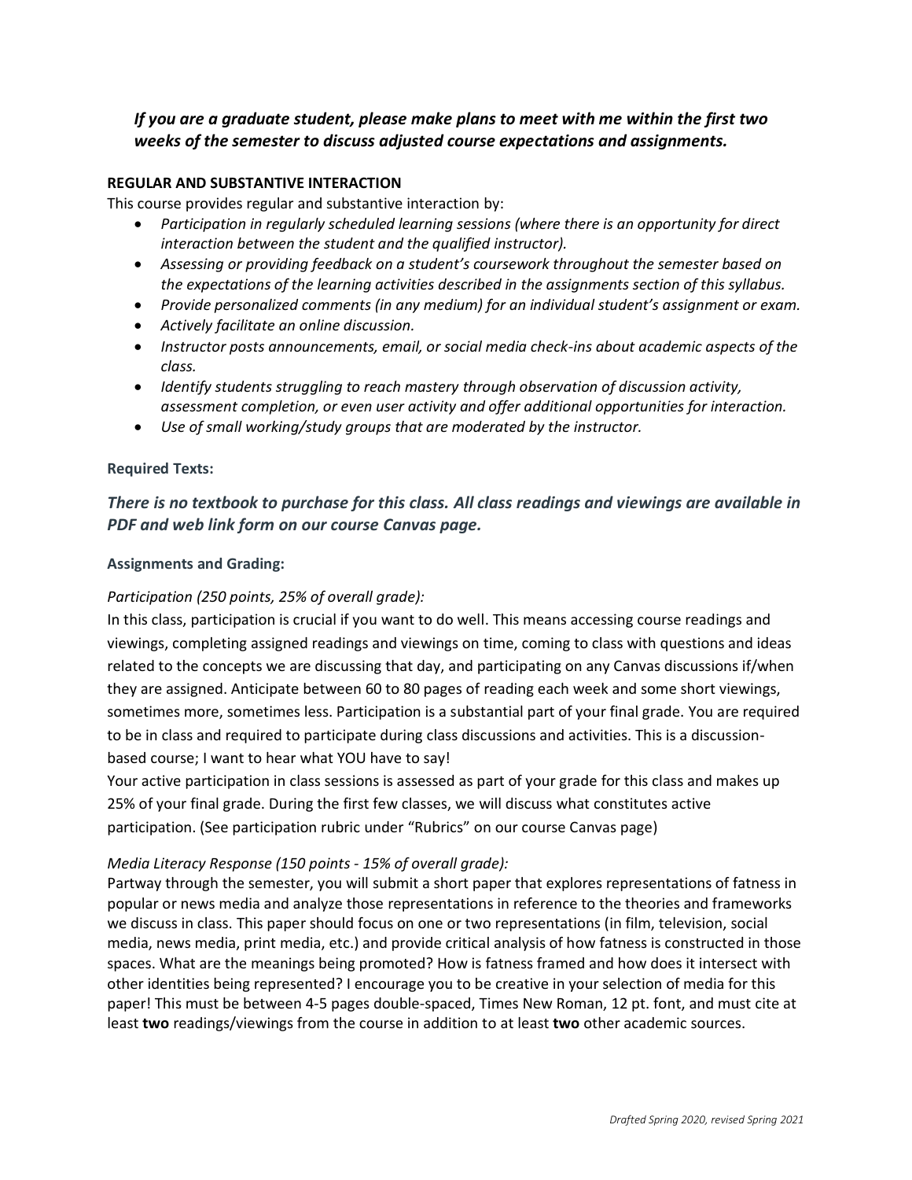***If you are a graduate student, please make plans to meet with me within the first two weeks of the semester to discuss adjusted course expectations and assignments.***

**REGULAR AND SUBSTANTIVE INTERACTION**

This course provides regular and substantive interaction by:

- *Participation in regularly scheduled learning sessions (where there is an opportunity for direct interaction between the student and the qualified instructor).*
- *Assessing or providing feedback on a student's coursework throughout the semester based on the expectations of the learning activities described in the assignments section of this syllabus.*
- *Provide personalized comments (in any medium) for an individual student's assignment or exam.*
- *Actively facilitate an online discussion.*
- *Instructor posts announcements, email, or social media check-ins about academic aspects of the class.*
- *Identify students struggling to reach mastery through observation of discussion activity, assessment completion, or even user activity and offer additional opportunities for interaction.*
- *Use of small working/study groups that are moderated by the instructor.*

**Required Texts:**

***There is no textbook to purchase for this class. All class readings and viewings are available in PDF and web link form on our course Canvas page.***

**Assignments and Grading:**

*Participation (250 points, 25% of overall grade):*

In this class, participation is crucial if you want to do well. This means accessing course readings and viewings, completing assigned readings and viewings on time, coming to class with questions and ideas related to the concepts we are discussing that day, and participating on any Canvas discussions if/when they are assigned. Anticipate between 60 to 80 pages of reading each week and some short viewings, sometimes more, sometimes less. Participation is a substantial part of your final grade. You are required to be in class and required to participate during class discussions and activities. This is a discussion-based course; I want to hear what YOU have to say!

Your active participation in class sessions is assessed as part of your grade for this class and makes up 25% of your final grade. During the first few classes, we will discuss what constitutes active participation. (See participation rubric under "Rubrics" on our course Canvas page)

*Media Literacy Response (150 points - 15% of overall grade):*

Partway through the semester, you will submit a short paper that explores representations of fatness in popular or news media and analyze those representations in reference to the theories and frameworks we discuss in class. This paper should focus on one or two representations (in film, television, social media, news media, print media, etc.) and provide critical analysis of how fatness is constructed in those spaces. What are the meanings being promoted? How is fatness framed and how does it intersect with other identities being represented? I encourage you to be creative in your selection of media for this paper! This must be between 4-5 pages double-spaced, Times New Roman, 12 pt. font, and must cite at least **two** readings/viewings from the course in addition to at least **two** other academic sources.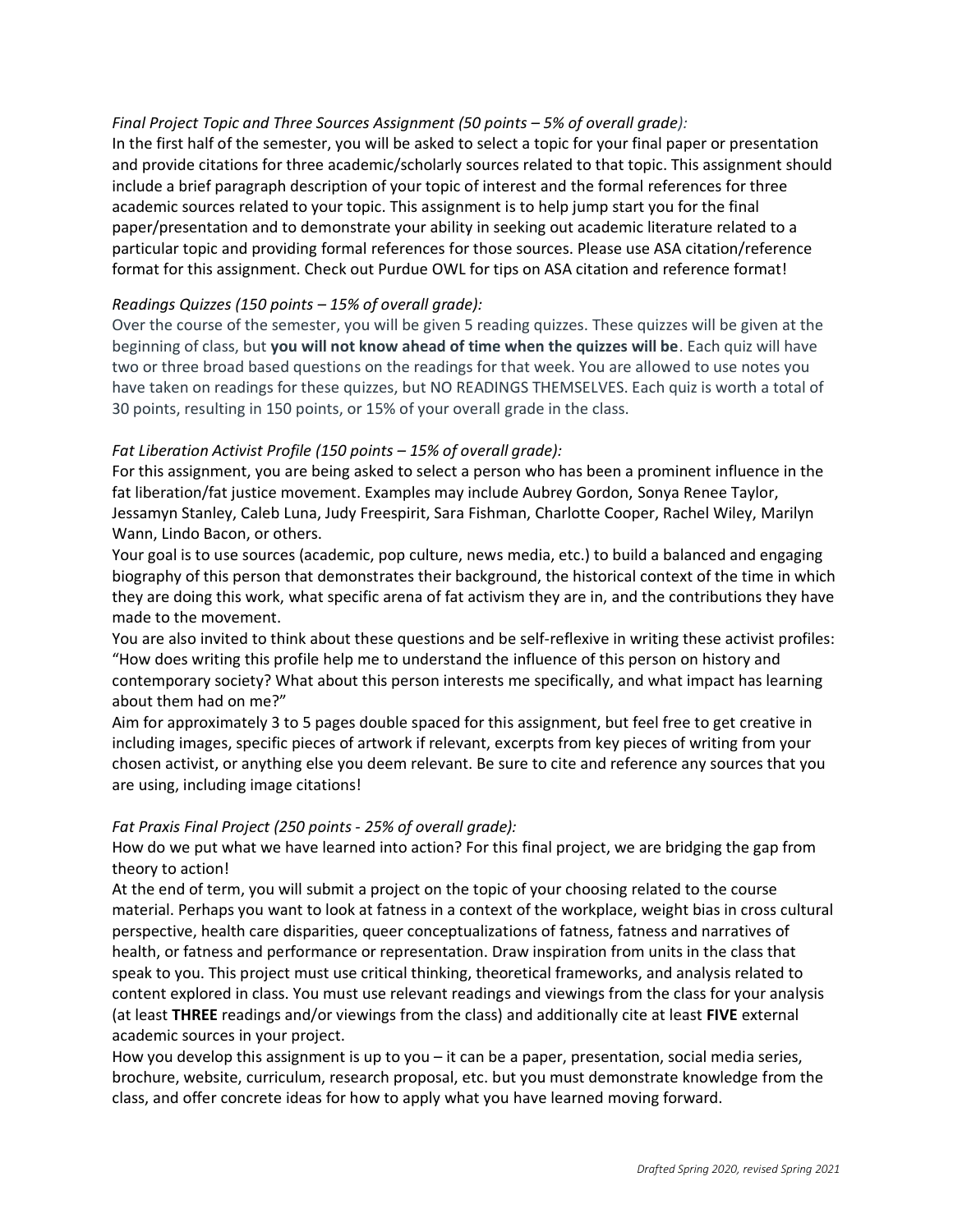*Final Project Topic and Three Sources Assignment (50 points – 5% of overall grade):*

In the first half of the semester, you will be asked to select a topic for your final paper or presentation and provide citations for three academic/scholarly sources related to that topic. This assignment should include a brief paragraph description of your topic of interest and the formal references for three academic sources related to your topic. This assignment is to help jump start you for the final paper/presentation and to demonstrate your ability in seeking out academic literature related to a particular topic and providing formal references for those sources. Please use ASA citation/reference format for this assignment. Check out Purdue OWL for tips on ASA citation and reference format!

*Readings Quizzes (150 points – 15% of overall grade):*

Over the course of the semester, you will be given 5 reading quizzes. These quizzes will be given at the beginning of class, but **you will not know ahead of time when the quizzes will be**. Each quiz will have two or three broad based questions on the readings for that week. You are allowed to use notes you have taken on readings for these quizzes, but NO READINGS THEMSELVES. Each quiz is worth a total of 30 points, resulting in 150 points, or 15% of your overall grade in the class.

*Fat Liberation Activist Profile (150 points – 15% of overall grade):*

For this assignment, you are being asked to select a person who has been a prominent influence in the fat liberation/fat justice movement. Examples may include Aubrey Gordon, Sonya Renee Taylor, Jessamyn Stanley, Caleb Luna, Judy Freespirit, Sara Fishman, Charlotte Cooper, Rachel Wiley, Marilyn Wann, Lindo Bacon, or others.

Your goal is to use sources (academic, pop culture, news media, etc.) to build a balanced and engaging biography of this person that demonstrates their background, the historical context of the time in which they are doing this work, what specific arena of fat activism they are in, and the contributions they have made to the movement.

You are also invited to think about these questions and be self-reflexive in writing these activist profiles: "How does writing this profile help me to understand the influence of this person on history and contemporary society? What about this person interests me specifically, and what impact has learning about them had on me?"

Aim for approximately 3 to 5 pages double spaced for this assignment, but feel free to get creative in including images, specific pieces of artwork if relevant, excerpts from key pieces of writing from your chosen activist, or anything else you deem relevant. Be sure to cite and reference any sources that you are using, including image citations!

*Fat Praxis Final Project (250 points - 25% of overall grade):*

How do we put what we have learned into action? For this final project, we are bridging the gap from theory to action!

At the end of term, you will submit a project on the topic of your choosing related to the course material. Perhaps you want to look at fatness in a context of the workplace, weight bias in cross cultural perspective, health care disparities, queer conceptualizations of fatness, fatness and narratives of health, or fatness and performance or representation. Draw inspiration from units in the class that speak to you. This project must use critical thinking, theoretical frameworks, and analysis related to content explored in class. You must use relevant readings and viewings from the class for your analysis (at least **THREE** readings and/or viewings from the class) and additionally cite at least **FIVE** external academic sources in your project.

How you develop this assignment is up to you – it can be a paper, presentation, social media series, brochure, website, curriculum, research proposal, etc. but you must demonstrate knowledge from the class, and offer concrete ideas for how to apply what you have learned moving forward.

*Drafted Spring 2020, revised Spring 2021*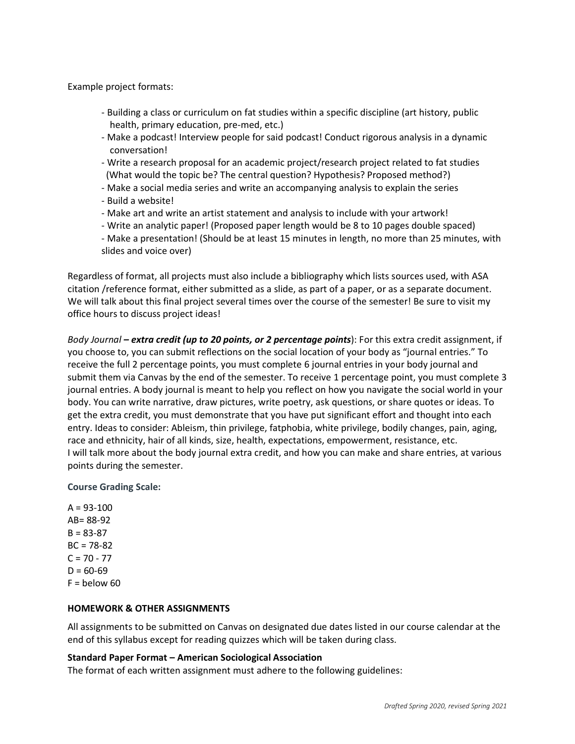Example project formats:

- Building a class or curriculum on fat studies within a specific discipline (art history, public health, primary education, pre-med, etc.)
- Make a podcast! Interview people for said podcast! Conduct rigorous analysis in a dynamic conversation!
- Write a research proposal for an academic project/research project related to fat studies (What would the topic be? The central question? Hypothesis? Proposed method?)
- Make a social media series and write an accompanying analysis to explain the series
- Build a website!
- Make art and write an artist statement and analysis to include with your artwork!
- Write an analytic paper! (Proposed paper length would be 8 to 10 pages double spaced)
- Make a presentation! (Should be at least 15 minutes in length, no more than 25 minutes, with slides and voice over)

Regardless of format, all projects must also include a bibliography which lists sources used, with ASA citation /reference format, either submitted as a slide, as part of a paper, or as a separate document. We will talk about this final project several times over the course of the semester! Be sure to visit my office hours to discuss project ideas!

*Body Journal* ***– extra credit (up to 20 points, or 2 percentage points***): For this extra credit assignment, if you choose to, you can submit reflections on the social location of your body as "journal entries." To receive the full 2 percentage points, you must complete 6 journal entries in your body journal and submit them via Canvas by the end of the semester. To receive 1 percentage point, you must complete 3 journal entries. A body journal is meant to help you reflect on how you navigate the social world in your body. You can write narrative, draw pictures, write poetry, ask questions, or share quotes or ideas. To get the extra credit, you must demonstrate that you have put significant effort and thought into each entry. Ideas to consider: Ableism, thin privilege, fatphobia, white privilege, bodily changes, pain, aging, race and ethnicity, hair of all kinds, size, health, expectations, empowerment, resistance, etc.
I will talk more about the body journal extra credit, and how you can make and share entries, at various points during the semester.

**Course Grading Scale:**

A = 93-100
AB= 88-92
B = 83-87
BC = 78-82
C = 70 - 77
D = 60-69
F = below 60

**HOMEWORK & OTHER ASSIGNMENTS**

All assignments to be submitted on Canvas on designated due dates listed in our course calendar at the end of this syllabus except for reading quizzes which will be taken during class.

**Standard Paper Format – American Sociological Association**

The format of each written assignment must adhere to the following guidelines: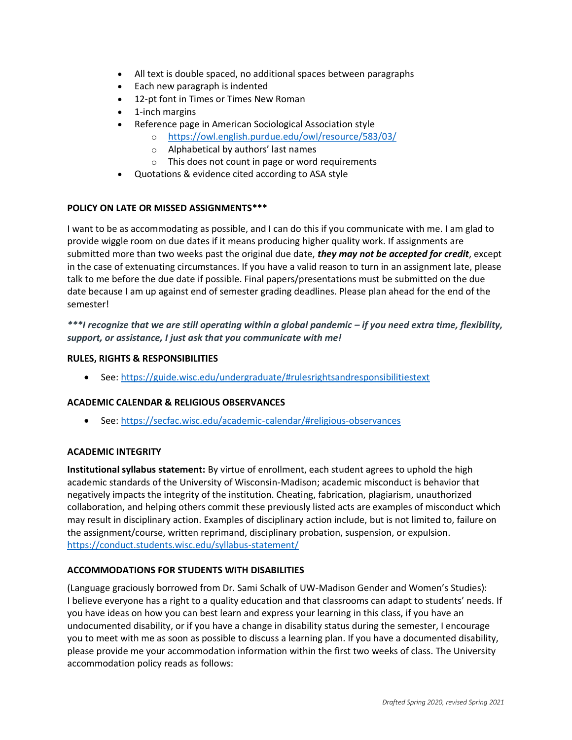- All text is double spaced, no additional spaces between paragraphs
- Each new paragraph is indented
- 12-pt font in Times or Times New Roman
- 1-inch margins
- Reference page in American Sociological Association style
  - https://owl.english.purdue.edu/owl/resource/583/03/
  - Alphabetical by authors' last names
  - This does not count in page or word requirements
- Quotations & evidence cited according to ASA style

**POLICY ON LATE OR MISSED ASSIGNMENTS*****

I want to be as accommodating as possible, and I can do this if you communicate with me. I am glad to provide wiggle room on due dates if it means producing higher quality work. If assignments are submitted more than two weeks past the original due date, ***they may not be accepted for credit***, except in the case of extenuating circumstances. If you have a valid reason to turn in an assignment late, please talk to me before the due date if possible. Final papers/presentations must be submitted on the due date because I am up against end of semester grading deadlines. Please plan ahead for the end of the semester!

****\*\*\*I recognize that we are still operating within a global pandemic – if you need extra time, flexibility, support, or assistance, I just ask that you communicate with me!***

**RULES, RIGHTS & RESPONSIBILITIES**

- See: https://guide.wisc.edu/undergraduate/#rulesrightsandresponsibilitiestext

**ACADEMIC CALENDAR & RELIGIOUS OBSERVANCES**

- See: https://secfac.wisc.edu/academic-calendar/#religious-observances

**ACADEMIC INTEGRITY**

**Institutional syllabus statement:** By virtue of enrollment, each student agrees to uphold the high academic standards of the University of Wisconsin-Madison; academic misconduct is behavior that negatively impacts the integrity of the institution. Cheating, fabrication, plagiarism, unauthorized collaboration, and helping others commit these previously listed acts are examples of misconduct which may result in disciplinary action. Examples of disciplinary action include, but is not limited to, failure on the assignment/course, written reprimand, disciplinary probation, suspension, or expulsion. https://conduct.students.wisc.edu/syllabus-statement/

**ACCOMMODATIONS FOR STUDENTS WITH DISABILITIES**

(Language graciously borrowed from Dr. Sami Schalk of UW-Madison Gender and Women's Studies): I believe everyone has a right to a quality education and that classrooms can adapt to students' needs. If you have ideas on how you can best learn and express your learning in this class, if you have an undocumented disability, or if you have a change in disability status during the semester, I encourage you to meet with me as soon as possible to discuss a learning plan. If you have a documented disability, please provide me your accommodation information within the first two weeks of class. The University accommodation policy reads as follows: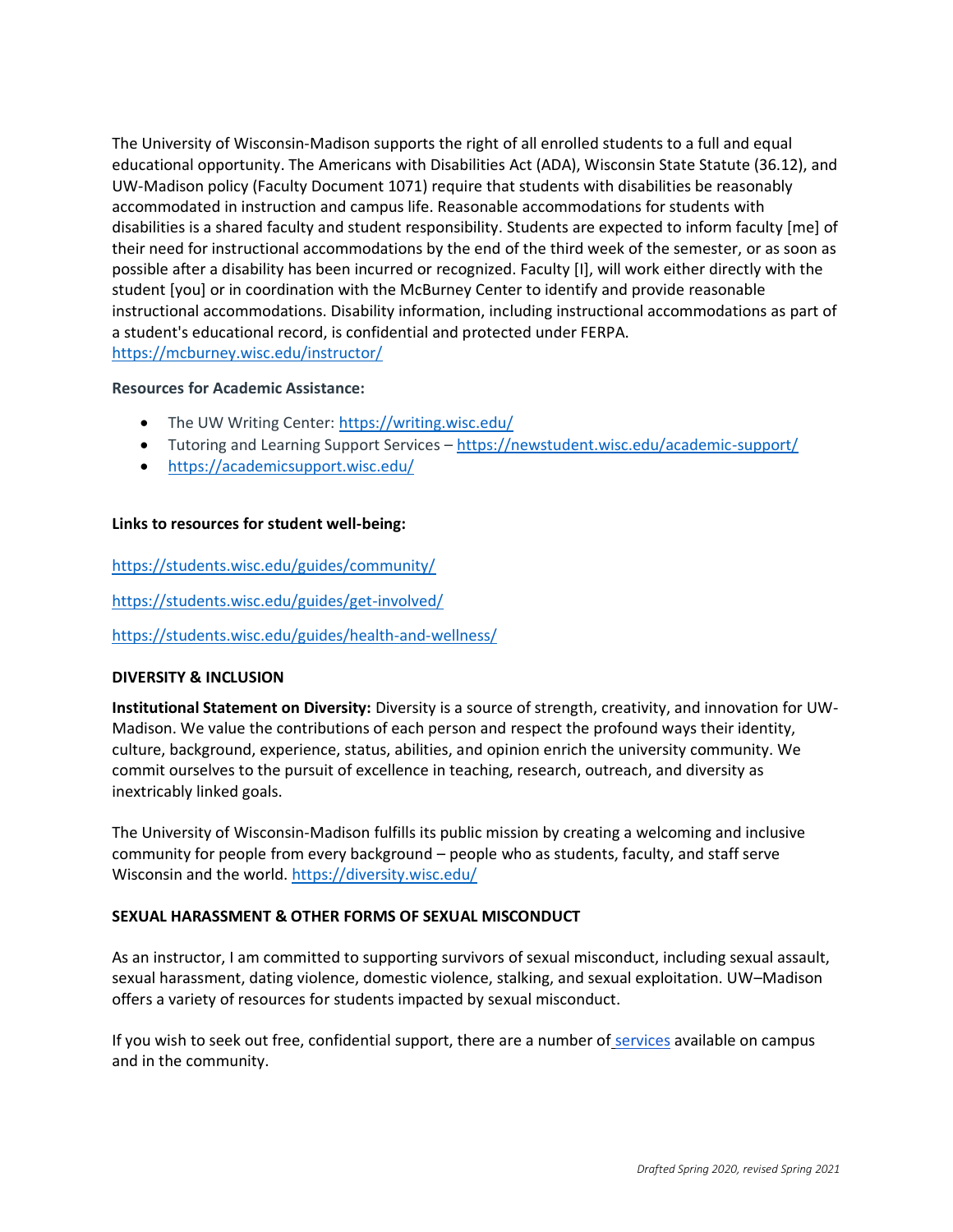The University of Wisconsin-Madison supports the right of all enrolled students to a full and equal educational opportunity. The Americans with Disabilities Act (ADA), Wisconsin State Statute (36.12), and UW-Madison policy (Faculty Document 1071) require that students with disabilities be reasonably accommodated in instruction and campus life. Reasonable accommodations for students with disabilities is a shared faculty and student responsibility. Students are expected to inform faculty [me] of their need for instructional accommodations by the end of the third week of the semester, or as soon as possible after a disability has been incurred or recognized. Faculty [I], will work either directly with the student [you] or in coordination with the McBurney Center to identify and provide reasonable instructional accommodations. Disability information, including instructional accommodations as part of a student's educational record, is confidential and protected under FERPA. https://mcburney.wisc.edu/instructor/

**Resources for Academic Assistance:**

- The UW Writing Center: https://writing.wisc.edu/
- Tutoring and Learning Support Services – https://newstudent.wisc.edu/academic-support/
- https://academicsupport.wisc.edu/

**Links to resources for student well-being:**

https://students.wisc.edu/guides/community/

https://students.wisc.edu/guides/get-involved/

https://students.wisc.edu/guides/health-and-wellness/

**DIVERSITY & INCLUSION**

**Institutional Statement on Diversity:** Diversity is a source of strength, creativity, and innovation for UW-Madison. We value the contributions of each person and respect the profound ways their identity, culture, background, experience, status, abilities, and opinion enrich the university community. We commit ourselves to the pursuit of excellence in teaching, research, outreach, and diversity as inextricably linked goals.

The University of Wisconsin-Madison fulfills its public mission by creating a welcoming and inclusive community for people from every background – people who as students, faculty, and staff serve Wisconsin and the world. https://diversity.wisc.edu/

**SEXUAL HARASSMENT & OTHER FORMS OF SEXUAL MISCONDUCT**

As an instructor, I am committed to supporting survivors of sexual misconduct, including sexual assault, sexual harassment, dating violence, domestic violence, stalking, and sexual exploitation. UW–Madison offers a variety of resources for students impacted by sexual misconduct.

If you wish to seek out free, confidential support, there are a number of services available on campus and in the community.

*Drafted Spring 2020, revised Spring 2021*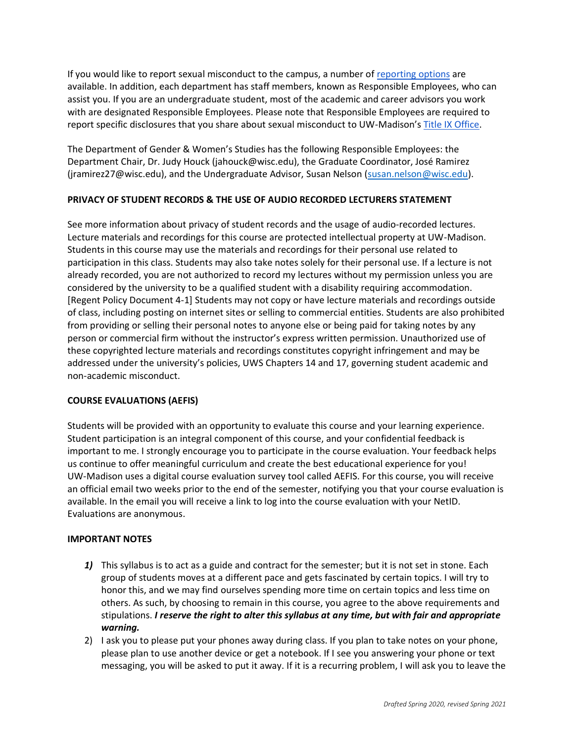If you would like to report sexual misconduct to the campus, a number of reporting options are available. In addition, each department has staff members, known as Responsible Employees, who can assist you. If you are an undergraduate student, most of the academic and career advisors you work with are designated Responsible Employees. Please note that Responsible Employees are required to report specific disclosures that you share about sexual misconduct to UW-Madison's Title IX Office.

The Department of Gender & Women's Studies has the following Responsible Employees: the Department Chair, Dr. Judy Houck (jahouck@wisc.edu), the Graduate Coordinator, José Ramirez (jramirez27@wisc.edu), and the Undergraduate Advisor, Susan Nelson (susan.nelson@wisc.edu).

**PRIVACY OF STUDENT RECORDS & THE USE OF AUDIO RECORDED LECTURERS STATEMENT**

See more information about privacy of student records and the usage of audio-recorded lectures. Lecture materials and recordings for this course are protected intellectual property at UW-Madison. Students in this course may use the materials and recordings for their personal use related to participation in this class. Students may also take notes solely for their personal use. If a lecture is not already recorded, you are not authorized to record my lectures without my permission unless you are considered by the university to be a qualified student with a disability requiring accommodation. [Regent Policy Document 4-1] Students may not copy or have lecture materials and recordings outside of class, including posting on internet sites or selling to commercial entities. Students are also prohibited from providing or selling their personal notes to anyone else or being paid for taking notes by any person or commercial firm without the instructor's express written permission. Unauthorized use of these copyrighted lecture materials and recordings constitutes copyright infringement and may be addressed under the university's policies, UWS Chapters 14 and 17, governing student academic and non-academic misconduct.

**COURSE EVALUATIONS (AEFIS)**

Students will be provided with an opportunity to evaluate this course and your learning experience. Student participation is an integral component of this course, and your confidential feedback is important to me. I strongly encourage you to participate in the course evaluation. Your feedback helps us continue to offer meaningful curriculum and create the best educational experience for you! UW-Madison uses a digital course evaluation survey tool called AEFIS. For this course, you will receive an official email two weeks prior to the end of the semester, notifying you that your course evaluation is available. In the email you will receive a link to log into the course evaluation with your NetID. Evaluations are anonymous.

**IMPORTANT NOTES**

1) This syllabus is to act as a guide and contract for the semester; but it is not set in stone. Each group of students moves at a different pace and gets fascinated by certain topics. I will try to honor this, and we may find ourselves spending more time on certain topics and less time on others. As such, by choosing to remain in this course, you agree to the above requirements and stipulations. ***I reserve the right to alter this syllabus at any time, but with fair and appropriate warning.***
2) I ask you to please put your phones away during class. If you plan to take notes on your phone, please plan to use another device or get a notebook. If I see you answering your phone or text messaging, you will be asked to put it away. If it is a recurring problem, I will ask you to leave the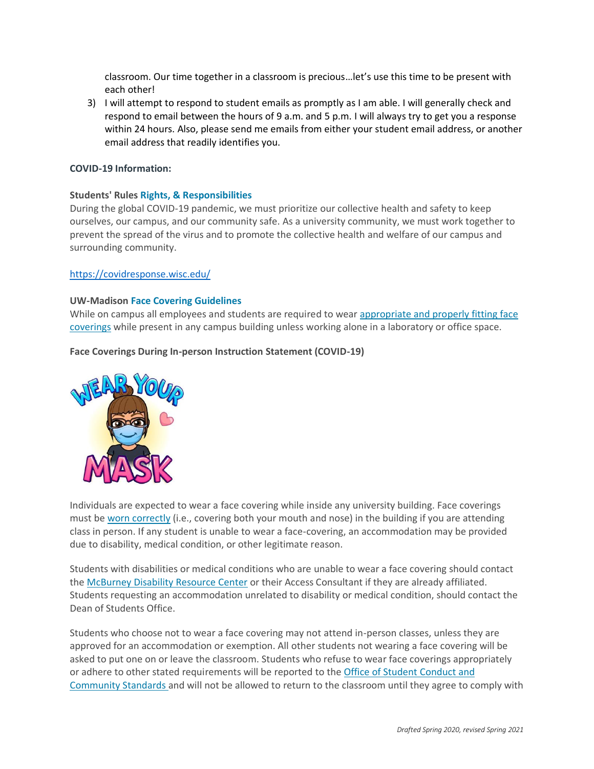classroom. Our time together in a classroom is precious…let's use this time to be present with each other!

3) I will attempt to respond to student emails as promptly as I am able. I will generally check and respond to email between the hours of 9 a.m. and 5 p.m. I will always try to get you a response within 24 hours. Also, please send me emails from either your student email address, or another email address that readily identifies you.

**COVID-19 Information:**

**Students' Rules Rights, & Responsibilities**

During the global COVID-19 pandemic, we must prioritize our collective health and safety to keep ourselves, our campus, and our community safe. As a university community, we must work together to prevent the spread of the virus and to promote the collective health and welfare of our campus and surrounding community.

https://covidresponse.wisc.edu/

**UW-Madison Face Covering Guidelines**

While on campus all employees and students are required to wear appropriate and properly fitting face coverings while present in any campus building unless working alone in a laboratory or office space.

**Face Coverings During In-person Instruction Statement (COVID-19)**

Individuals are expected to wear a face covering while inside any university building. Face coverings must be worn correctly (i.e., covering both your mouth and nose) in the building if you are attending class in person. If any student is unable to wear a face-covering, an accommodation may be provided due to disability, medical condition, or other legitimate reason.

Students with disabilities or medical conditions who are unable to wear a face covering should contact the McBurney Disability Resource Center or their Access Consultant if they are already affiliated. Students requesting an accommodation unrelated to disability or medical condition, should contact the Dean of Students Office.

Students who choose not to wear a face covering may not attend in-person classes, unless they are approved for an accommodation or exemption. All other students not wearing a face covering will be asked to put one on or leave the classroom. Students who refuse to wear face coverings appropriately or adhere to other stated requirements will be reported to the Office of Student Conduct and Community Standards and will not be allowed to return to the classroom until they agree to comply with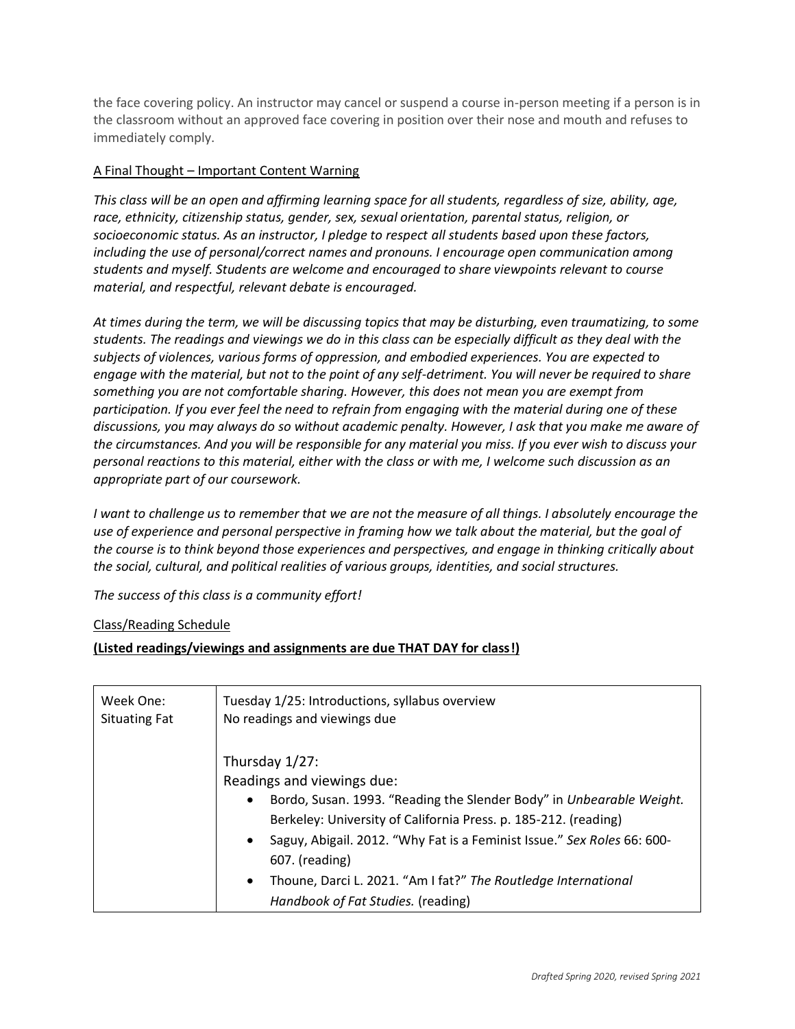the face covering policy. An instructor may cancel or suspend a course in-person meeting if a person is in the classroom without an approved face covering in position over their nose and mouth and refuses to immediately comply.

A Final Thought – Important Content Warning

*This class will be an open and affirming learning space for all students, regardless of size, ability, age, race, ethnicity, citizenship status, gender, sex, sexual orientation, parental status, religion, or socioeconomic status. As an instructor, I pledge to respect all students based upon these factors, including the use of personal/correct names and pronouns. I encourage open communication among students and myself. Students are welcome and encouraged to share viewpoints relevant to course material, and respectful, relevant debate is encouraged.*

*At times during the term, we will be discussing topics that may be disturbing, even traumatizing, to some students. The readings and viewings we do in this class can be especially difficult as they deal with the subjects of violences, various forms of oppression, and embodied experiences. You are expected to engage with the material, but not to the point of any self-detriment. You will never be required to share something you are not comfortable sharing. However, this does not mean you are exempt from participation. If you ever feel the need to refrain from engaging with the material during one of these discussions, you may always do so without academic penalty. However, I ask that you make me aware of the circumstances. And you will be responsible for any material you miss. If you ever wish to discuss your personal reactions to this material, either with the class or with me, I welcome such discussion as an appropriate part of our coursework.*

*I want to challenge us to remember that we are not the measure of all things. I absolutely encourage the use of experience and personal perspective in framing how we talk about the material, but the goal of the course is to think beyond those experiences and perspectives, and engage in thinking critically about the social, cultural, and political realities of various groups, identities, and social structures.*

*The success of this class is a community effort!*

Class/Reading Schedule

**(Listed readings/viewings and assignments are due THAT DAY for class!)**

| | |
|---|---|
| Week One: Situating Fat | Tuesday 1/25: Introductions, syllabus overview<br>No readings and viewings due<br><br>Thursday 1/27:<br>Readings and viewings due:<br>• Bordo, Susan. 1993. "Reading the Slender Body" in *Unbearable Weight.* Berkeley: University of California Press. p. 185-212. (reading)<br>• Saguy, Abigail. 2012. "Why Fat is a Feminist Issue." *Sex Roles* 66: 600-607. (reading)<br>• Thoune, Darci L. 2021. "Am I fat?" *The Routledge International Handbook of Fat Studies.* (reading) |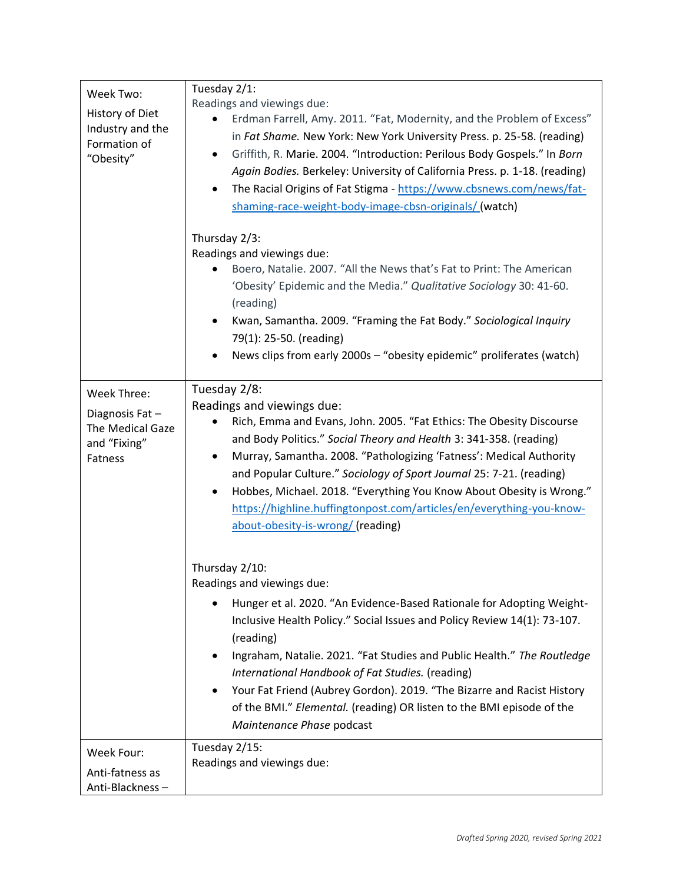| | |
|---|---|
| Week Two:<br><br>History of Diet Industry and the Formation of "Obesity" | Tuesday 2/1:<br>Readings and viewings due:<br>• Erdman Farrell, Amy. 2011. "Fat, Modernity, and the Problem of Excess" in *Fat Shame.* New York: New York University Press. p. 25-58. (reading)<br>• Griffith, R. Marie. 2004. "Introduction: Perilous Body Gospels." In *Born Again Bodies.* Berkeley: University of California Press. p. 1-18. (reading)<br>• The Racial Origins of Fat Stigma - https://www.cbsnews.com/news/fat-shaming-race-weight-body-image-cbsn-originals/ (watch)<br><br>Thursday 2/3:<br>Readings and viewings due:<br>• Boero, Natalie. 2007. "All the News that's Fat to Print: The American 'Obesity' Epidemic and the Media." *Qualitative Sociology* 30: 41-60. (reading)<br>• Kwan, Samantha. 2009. "Framing the Fat Body." *Sociological Inquiry* 79(1): 25-50. (reading)<br>• News clips from early 2000s – "obesity epidemic" proliferates (watch) |
| Week Three:<br><br>Diagnosis Fat – The Medical Gaze and "Fixing" Fatness | Tuesday 2/8:<br>Readings and viewings due:<br>• Rich, Emma and Evans, John. 2005. "Fat Ethics: The Obesity Discourse and Body Politics." *Social Theory and Health* 3: 341-358. (reading)<br>• Murray, Samantha. 2008. "Pathologizing 'Fatness': Medical Authority and Popular Culture." *Sociology of Sport Journal* 25: 7-21. (reading)<br>• Hobbes, Michael. 2018. "Everything You Know About Obesity is Wrong." https://highline.huffingtonpost.com/articles/en/everything-you-know-about-obesity-is-wrong/ (reading)<br><br>Thursday 2/10:<br>Readings and viewings due:<br>• Hunger et al. 2020. "An Evidence-Based Rationale for Adopting Weight-Inclusive Health Policy." Social Issues and Policy Review 14(1): 73-107. (reading)<br>• Ingraham, Natalie. 2021. "Fat Studies and Public Health." *The Routledge International Handbook of Fat Studies.* (reading)<br>• Your Fat Friend (Aubrey Gordon). 2019. "The Bizarre and Racist History of the BMI." *Elemental.* (reading) OR listen to the BMI episode of the *Maintenance Phase* podcast |
| Week Four:<br><br>Anti-fatness as Anti-Blackness – | Tuesday 2/15:<br>Readings and viewings due: |

*Drafted Spring 2020, revised Spring 2021*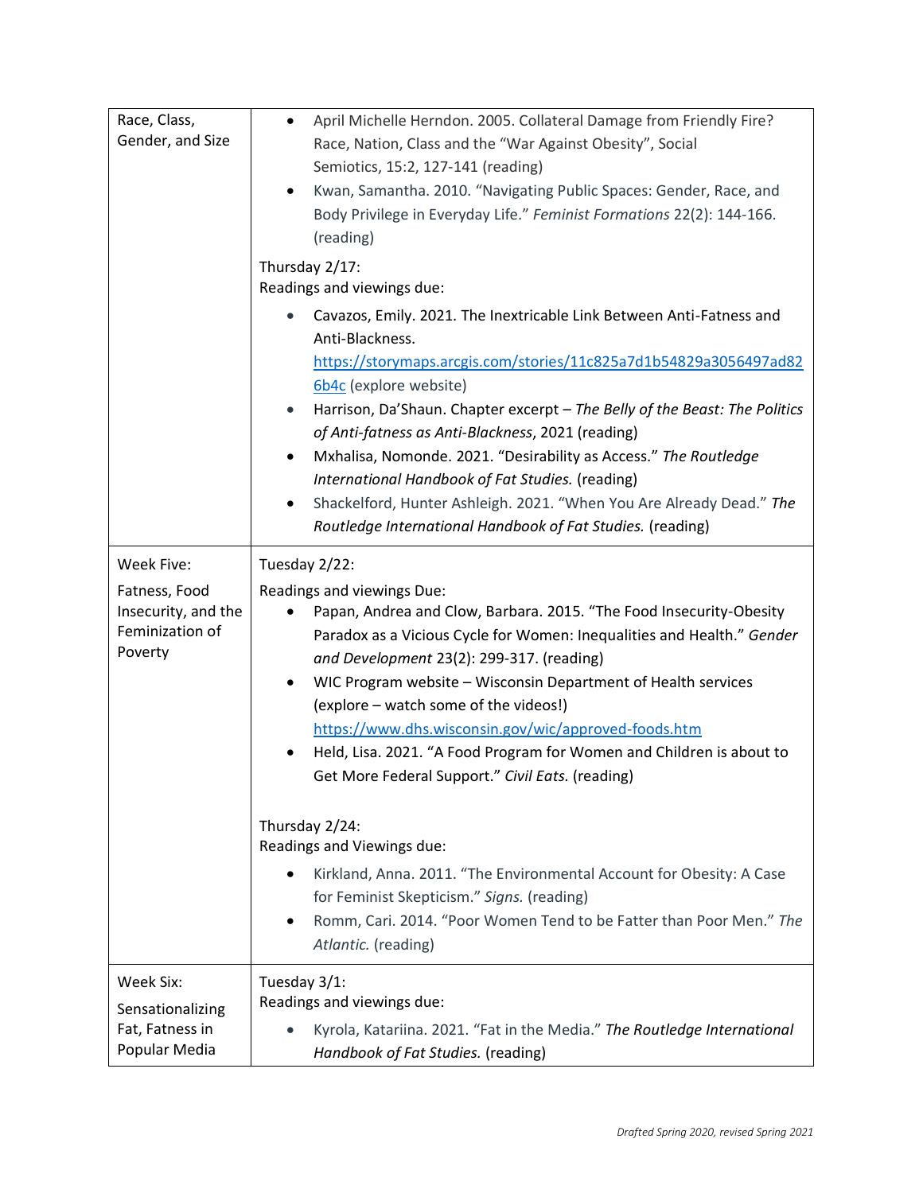| | |
|---|---|
| Race, Class, Gender, and Size | <ul><li>April Michelle Herndon. 2005. Collateral Damage from Friendly Fire? Race, Nation, Class and the "War Against Obesity", Social Semiotics, 15:2, 127-141 (reading)</li><li>Kwan, Samantha. 2010. "Navigating Public Spaces: Gender, Race, and Body Privilege in Everyday Life." *Feminist Formations* 22(2): 144-166. (reading)</li></ul>Thursday 2/17:<br>Readings and viewings due:<ul><li>Cavazos, Emily. 2021. The Inextricable Link Between Anti-Fatness and Anti-Blackness. https://storymaps.arcgis.com/stories/11c825a7d1b54829a3056497ad826b4c (explore website)</li><li>Harrison, Da'Shaun. Chapter excerpt – *The Belly of the Beast: The Politics of Anti-fatness as Anti-Blackness*, 2021 (reading)</li><li>Mxhalisa, Nomonde. 2021. "Desirability as Access." *The Routledge International Handbook of Fat Studies.* (reading)</li><li>Shackelford, Hunter Ashleigh. 2021. "When You Are Already Dead." *The Routledge International Handbook of Fat Studies.* (reading)</li></ul> |
| Week Five:<br><br>Fatness, Food Insecurity, and the Feminization of Poverty | Tuesday 2/22:<br>Readings and viewings Due:<ul><li>Papan, Andrea and Clow, Barbara. 2015. "The Food Insecurity-Obesity Paradox as a Vicious Cycle for Women: Inequalities and Health." *Gender and Development* 23(2): 299-317. (reading)</li><li>WIC Program website – Wisconsin Department of Health services (explore – watch some of the videos!) https://www.dhs.wisconsin.gov/wic/approved-foods.htm</li><li>Held, Lisa. 2021. "A Food Program for Women and Children is about to Get More Federal Support." *Civil Eats.* (reading)</li></ul>Thursday 2/24:<br>Readings and Viewings due:<ul><li>Kirkland, Anna. 2011. "The Environmental Account for Obesity: A Case for Feminist Skepticism." *Signs.* (reading)</li><li>Romm, Cari. 2014. "Poor Women Tend to be Fatter than Poor Men." *The Atlantic.* (reading)</li></ul> |
| Week Six:<br><br>Sensationalizing Fat, Fatness in Popular Media | Tuesday 3/1:<br>Readings and viewings due:<ul><li>Kyrola, Katariina. 2021. "Fat in the Media." *The Routledge International Handbook of Fat Studies.* (reading)</li></ul> |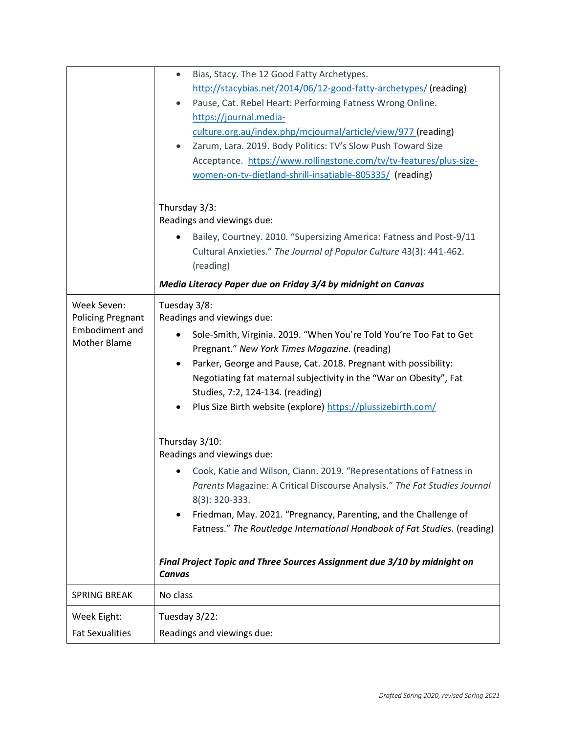| | |
|---|---|
| | • Bias, Stacy. The 12 Good Fatty Archetypes. http://stacybias.net/2014/06/12-good-fatty-archetypes/ (reading)<br>• Pause, Cat. Rebel Heart: Performing Fatness Wrong Online. https://journal.media-culture.org.au/index.php/mcjournal/article/view/977 (reading)<br>• Zarum, Lara. 2019. Body Politics: TV's Slow Push Toward Size Acceptance. https://www.rollingstone.com/tv/tv-features/plus-size-women-on-tv-dietland-shrill-insatiable-805335/ (reading)<br><br>Thursday 3/3:<br>Readings and viewings due:<br>• Bailey, Courtney. 2010. "Supersizing America: Fatness and Post-9/11 Cultural Anxieties." *The Journal of Popular Culture* 43(3): 441-462. (reading)<br><br>***Media Literacy Paper due on Friday 3/4 by midnight on Canvas*** |
| Week Seven: Policing Pregnant Embodiment and Mother Blame | Tuesday 3/8:<br>Readings and viewings due:<br>• Sole-Smith, Virginia. 2019. "When You're Told You're Too Fat to Get Pregnant." *New York Times Magazine.* (reading)<br>• Parker, George and Pause, Cat. 2018. Pregnant with possibility: Negotiating fat maternal subjectivity in the "War on Obesity", Fat Studies, 7:2, 124-134. (reading)<br>• Plus Size Birth website (explore) https://plussizebirth.com/<br><br>Thursday 3/10:<br>Readings and viewings due:<br>• Cook, Katie and Wilson, Ciann. 2019. "Representations of Fatness in *Parents* Magazine: A Critical Discourse Analysis." *The Fat Studies Journal* 8(3): 320-333.<br>• Friedman, May. 2021. "Pregnancy, Parenting, and the Challenge of Fatness." *The Routledge International Handbook of Fat Studies.* (reading)<br><br>***Final Project Topic and Three Sources Assignment due 3/10 by midnight on Canvas*** |
| SPRING BREAK | No class |
| Week Eight:<br>Fat Sexualities | Tuesday 3/22:<br>Readings and viewings due: |

*Drafted Spring 2020, revised Spring 2021*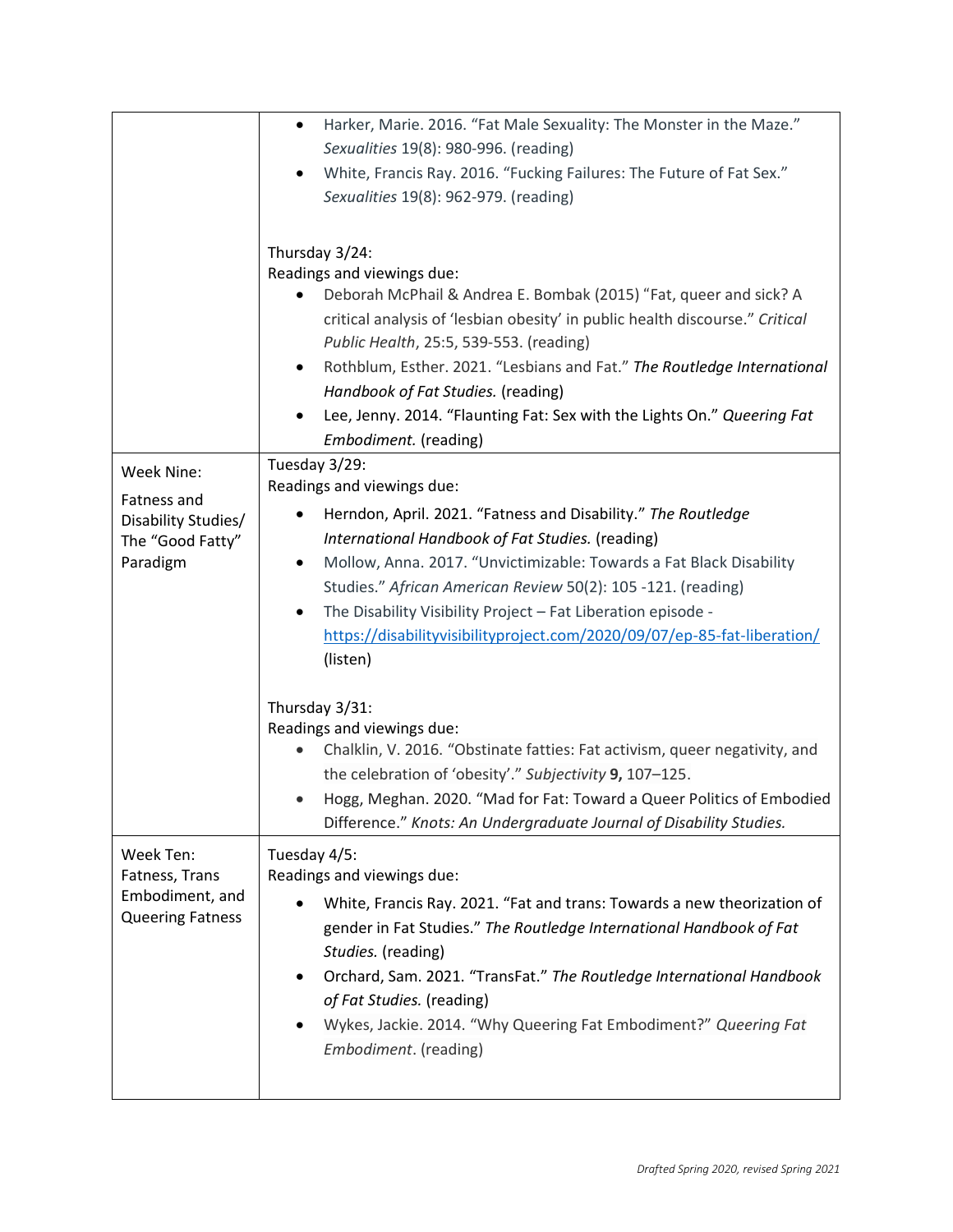| | |
|---|---|
| | • Harker, Marie. 2016. "Fat Male Sexuality: The Monster in the Maze." *Sexualities* 19(8): 980-996. (reading)<br>• White, Francis Ray. 2016. "Fucking Failures: The Future of Fat Sex." *Sexualities* 19(8): 962-979. (reading)<br><br>Thursday 3/24:<br>Readings and viewings due:<br>• Deborah McPhail & Andrea E. Bombak (2015) "Fat, queer and sick? A critical analysis of 'lesbian obesity' in public health discourse." *Critical Public Health*, 25:5, 539-553. (reading)<br>• Rothblum, Esther. 2021. "Lesbians and Fat." *The Routledge International Handbook of Fat Studies.* (reading)<br>• Lee, Jenny. 2014. "Flaunting Fat: Sex with the Lights On." *Queering Fat Embodiment.* (reading) |
| Week Nine:<br>Fatness and Disability Studies/ The "Good Fatty" Paradigm | Tuesday 3/29:<br>Readings and viewings due:<br>• Herndon, April. 2021. "Fatness and Disability." *The Routledge International Handbook of Fat Studies.* (reading)<br>• Mollow, Anna. 2017. "Unvictimizable: Towards a Fat Black Disability Studies." *African American Review* 50(2): 105 -121. (reading)<br>• The Disability Visibility Project – Fat Liberation episode - https://disabilityvisibilityproject.com/2020/09/07/ep-85-fat-liberation/ (listen)<br><br>Thursday 3/31:<br>Readings and viewings due:<br>• Chalklin, V. 2016. "Obstinate fatties: Fat activism, queer negativity, and the celebration of 'obesity'." *Subjectivity* **9,** 107–125.<br>• Hogg, Meghan. 2020. "Mad for Fat: Toward a Queer Politics of Embodied Difference." *Knots: An Undergraduate Journal of Disability Studies.* |
| Week Ten:<br>Fatness, Trans Embodiment, and Queering Fatness | Tuesday 4/5:<br>Readings and viewings due:<br>• White, Francis Ray. 2021. "Fat and trans: Towards a new theorization of gender in Fat Studies." *The Routledge International Handbook of Fat Studies.* (reading)<br>• Orchard, Sam. 2021. "TransFat." *The Routledge International Handbook of Fat Studies.* (reading)<br>• Wykes, Jackie. 2014. "Why Queering Fat Embodiment?" *Queering Fat Embodiment*. (reading) |

*Drafted Spring 2020, revised Spring 2021*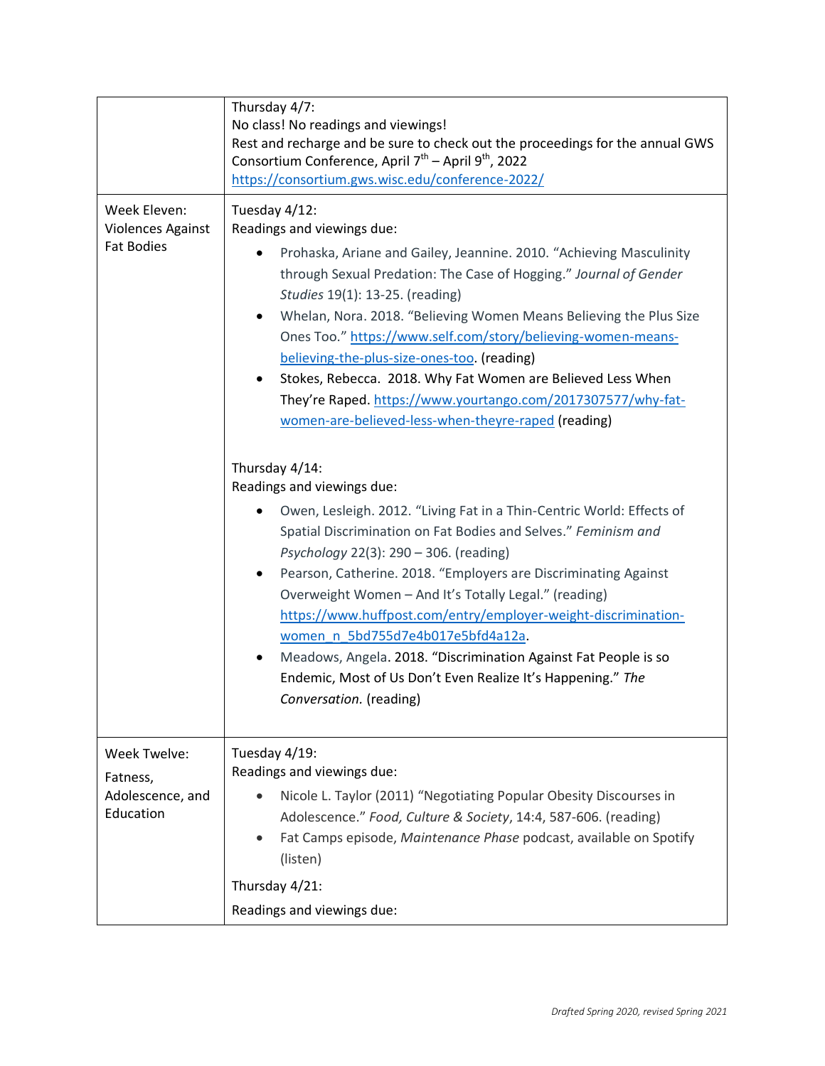| | |
|---|---|
| | Thursday 4/7:<br>No class! No readings and viewings!<br>Rest and recharge and be sure to check out the proceedings for the annual GWS Consortium Conference, April 7th – April 9th, 2022<br>https://consortium.gws.wisc.edu/conference-2022/ |
| Week Eleven: Violences Against Fat Bodies | Tuesday 4/12:<br>Readings and viewings due:<br>• Prohaska, Ariane and Gailey, Jeannine. 2010. "Achieving Masculinity through Sexual Predation: The Case of Hogging." *Journal of Gender Studies* 19(1): 13-25. (reading)<br>• Whelan, Nora. 2018. "Believing Women Means Believing the Plus Size Ones Too." https://www.self.com/story/believing-women-means-believing-the-plus-size-ones-too. (reading)<br>• Stokes, Rebecca. 2018. Why Fat Women are Believed Less When They're Raped. https://www.yourtango.com/2017307577/why-fat-women-are-believed-less-when-theyre-raped (reading)<br><br>Thursday 4/14:<br>Readings and viewings due:<br>• Owen, Lesleigh. 2012. "Living Fat in a Thin-Centric World: Effects of Spatial Discrimination on Fat Bodies and Selves." *Feminism and Psychology* 22(3): 290 – 306. (reading)<br>• Pearson, Catherine. 2018. "Employers are Discriminating Against Overweight Women – And It's Totally Legal." (reading) https://www.huffpost.com/entry/employer-weight-discrimination-women_n_5bd755d7e4b017e5bfd4a12a.<br>• Meadows, Angela. 2018. "Discrimination Against Fat People is so Endemic, Most of Us Don't Even Realize It's Happening." *The Conversation.* (reading) |
| Week Twelve: Fatness, Adolescence, and Education | Tuesday 4/19:<br>Readings and viewings due:<br>• Nicole L. Taylor (2011) "Negotiating Popular Obesity Discourses in Adolescence." *Food, Culture & Society*, 14:4, 587-606. (reading)<br>• Fat Camps episode, *Maintenance Phase* podcast, available on Spotify (listen)<br><br>Thursday 4/21:<br>Readings and viewings due: |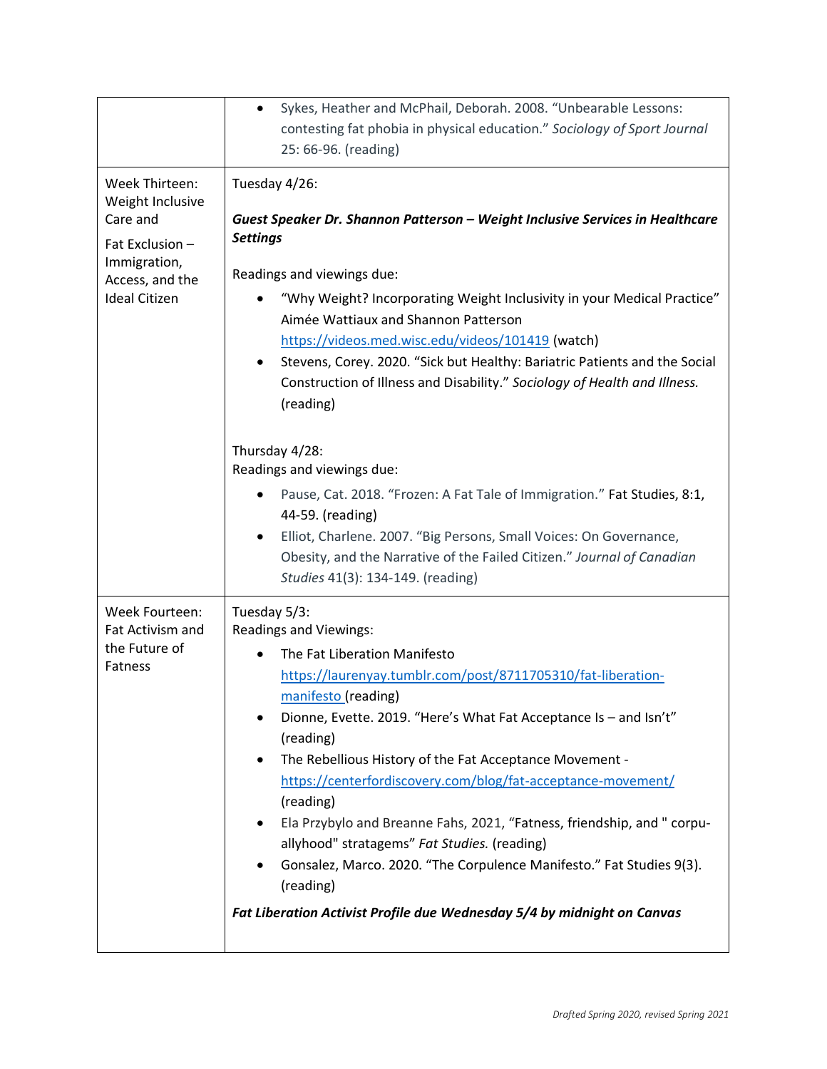| | |
|---|---|
| | • Sykes, Heather and McPhail, Deborah. 2008. "Unbearable Lessons: contesting fat phobia in physical education." *Sociology of Sport Journal* 25: 66-96. (reading) |
| Week Thirteen: Weight Inclusive Care and<br><br>Fat Exclusion – Immigration, Access, and the Ideal Citizen | Tuesday 4/26:<br><br>***Guest Speaker Dr. Shannon Patterson – Weight Inclusive Services in Healthcare Settings***<br><br>Readings and viewings due:<br>• "Why Weight? Incorporating Weight Inclusivity in your Medical Practice" Aimée Wattiaux and Shannon Patterson https://videos.med.wisc.edu/videos/101419 (watch)<br>• Stevens, Corey. 2020. "Sick but Healthy: Bariatric Patients and the Social Construction of Illness and Disability." *Sociology of Health and Illness.* (reading)<br><br>Thursday 4/28:<br>Readings and viewings due:<br>• Pause, Cat. 2018. "Frozen: A Fat Tale of Immigration." Fat Studies, 8:1, 44-59. (reading)<br>• Elliot, Charlene. 2007. "Big Persons, Small Voices: On Governance, Obesity, and the Narrative of the Failed Citizen." *Journal of Canadian Studies* 41(3): 134-149. (reading) |
| Week Fourteen: Fat Activism and the Future of Fatness | Tuesday 5/3:<br>Readings and Viewings:<br>• The Fat Liberation Manifesto https://laurenyay.tumblr.com/post/8711705310/fat-liberation-manifesto (reading)<br>• Dionne, Evette. 2019. "Here's What Fat Acceptance Is – and Isn't" (reading)<br>• The Rebellious History of the Fat Acceptance Movement - https://centerfordiscovery.com/blog/fat-acceptance-movement/ (reading)<br>• Ela Przybylo and Breanne Fahs, 2021, "Fatness, friendship, and " corpu-allyhood" stratagems" *Fat Studies.* (reading)<br>• Gonsalez, Marco. 2020. "The Corpulence Manifesto." Fat Studies 9(3). (reading)<br><br>***Fat Liberation Activist Profile due Wednesday 5/4 by midnight on Canvas*** |

*Drafted Spring 2020, revised Spring 2021*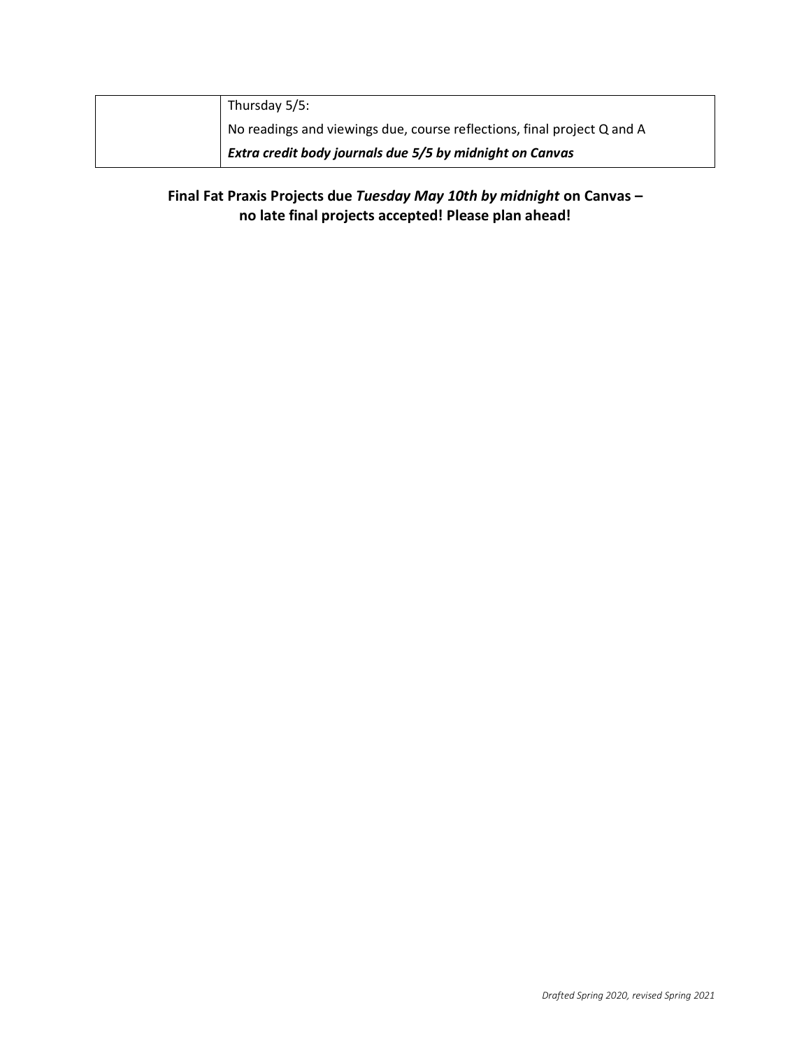| | |
|---|---|
| | Thursday 5/5:<br>No readings and viewings due, course reflections, final project Q and A<br>***Extra credit body journals due 5/5 by midnight on Canvas*** |

**Final Fat Praxis Projects due *Tuesday May 10th by midnight* on Canvas – no late final projects accepted! Please plan ahead!**

*Drafted Spring 2020, revised Spring 2021*